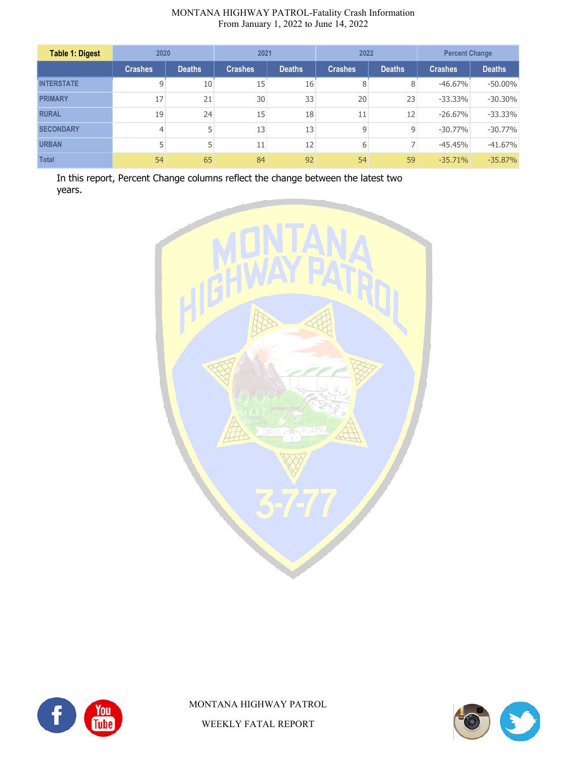MONTANA HIGHWAY PATROL-Fatality Crash Information
From January 1, 2022 to June 14, 2022

| Table 1: Digest | 2020 | | 2021 | | 2022 | | Percent Change | |
|---|---|---|---|---|---|---|---|---|
| | Crashes | Deaths | Crashes | Deaths | Crashes | Deaths | Crashes | Deaths |
| INTERSTATE | 9 | 10 | 15 | 16 | 8 | 8 | -46.67% | -50.00% |
| PRIMARY | 17 | 21 | 30 | 33 | 20 | 23 | -33.33% | -30.30% |
| RURAL | 19 | 24 | 15 | 18 | 11 | 12 | -26.67% | -33.33% |
| SECONDARY | 4 | 5 | 13 | 13 | 9 | 9 | -30.77% | -30.77% |
| URBAN | 5 | 5 | 11 | 12 | 6 | 7 | -45.45% | -41.67% |
| Total | 54 | 65 | 84 | 92 | 54 | 59 | -35.71% | -35.87% |

In this report, Percent Change columns reflect the change between the latest two years.

MONTANA HIGHWAY PATROL

WEEKLY FATAL REPORT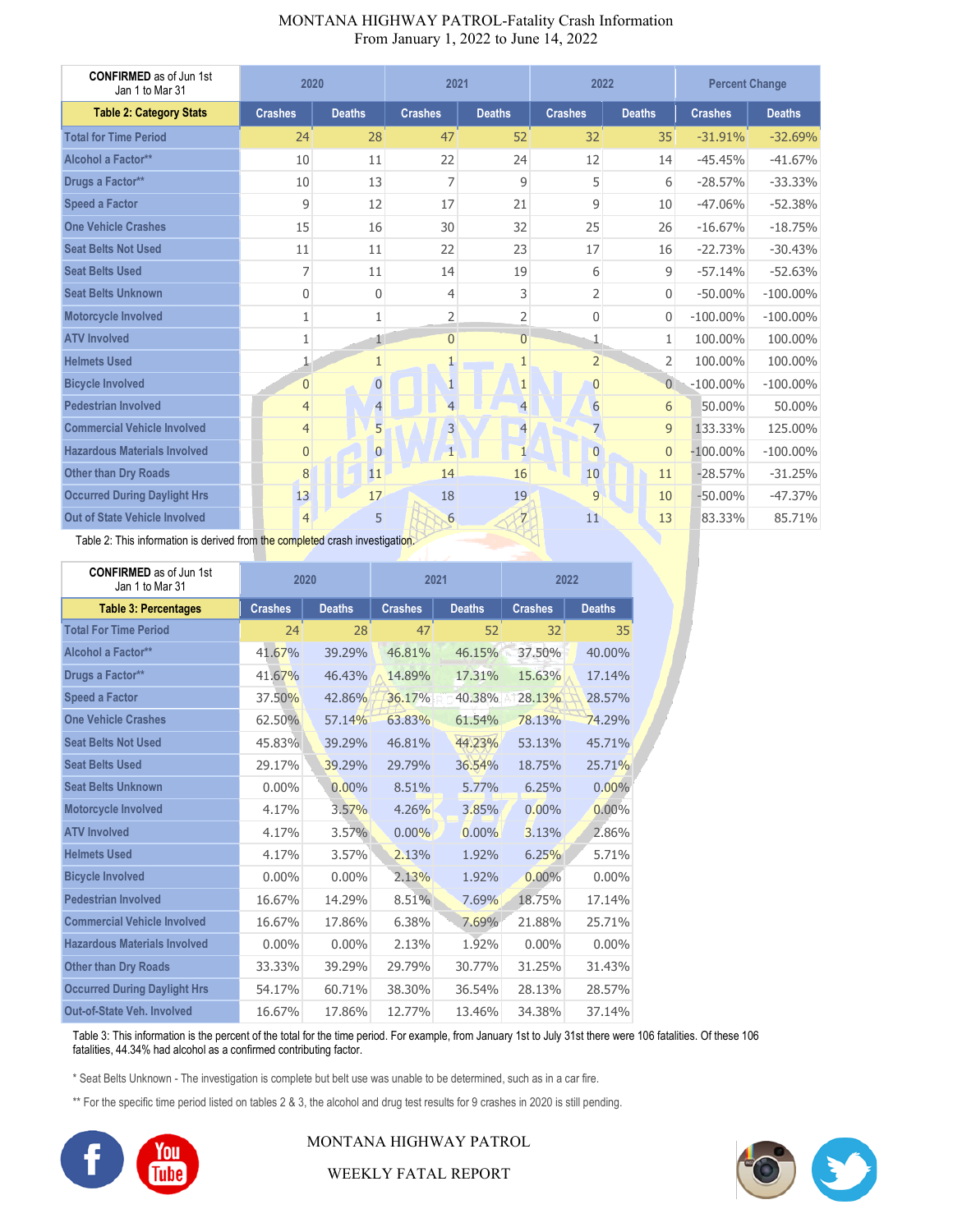MONTANA HIGHWAY PATROL-Fatality Crash Information
From January 1, 2022 to June 14, 2022

| **CONFIRMED** as of Jun 1st Jan 1 to Mar 31 | 2020 | | 2021 | | 2022 | | Percent Change | |
|---|---|---|---|---|---|---|---|---|
| **Table 2: Category Stats** | Crashes | Deaths | Crashes | Deaths | Crashes | Deaths | Crashes | Deaths |
| Total for Time Period | 24 | 28 | 47 | 52 | 32 | 35 | -31.91% | -32.69% |
| Alcohol a Factor** | 10 | 11 | 22 | 24 | 12 | 14 | -45.45% | -41.67% |
| Drugs a Factor** | 10 | 13 | 7 | 9 | 5 | 6 | -28.57% | -33.33% |
| Speed a Factor | 9 | 12 | 17 | 21 | 9 | 10 | -47.06% | -52.38% |
| One Vehicle Crashes | 15 | 16 | 30 | 32 | 25 | 26 | -16.67% | -18.75% |
| Seat Belts Not Used | 11 | 11 | 22 | 23 | 17 | 16 | -22.73% | -30.43% |
| Seat Belts Used | 7 | 11 | 14 | 19 | 6 | 9 | -57.14% | -52.63% |
| Seat Belts Unknown | 0 | 0 | 4 | 3 | 2 | 0 | -50.00% | -100.00% |
| Motorcycle Involved | 1 | 1 | 2 | 2 | 0 | 0 | -100.00% | -100.00% |
| ATV Involved | 1 | 1 | 0 | 0 | 1 | 1 | 100.00% | 100.00% |
| Helmets Used | 1 | 1 | 1 | 1 | 2 | 2 | 100.00% | 100.00% |
| Bicycle Involved | 0 | 0 | 1 | 1 | 0 | 0 | -100.00% | -100.00% |
| Pedestrian Involved | 4 | 4 | 4 | 4 | 6 | 6 | 50.00% | 50.00% |
| Commercial Vehicle Involved | 4 | 5 | 3 | 4 | 7 | 9 | 133.33% | 125.00% |
| Hazardous Materials Involved | 0 | 0 | 1 | 1 | 0 | 0 | -100.00% | -100.00% |
| Other than Dry Roads | 8 | 11 | 14 | 16 | 10 | 11 | -28.57% | -31.25% |
| Occurred During Daylight Hrs | 13 | 17 | 18 | 19 | 9 | 10 | -50.00% | -47.37% |
| Out of State Vehicle Involved | 4 | 5 | 6 | 7 | 11 | 13 | 83.33% | 85.71% |

Table 2: This information is derived from the completed crash investigation.

| **CONFIRMED** as of Jun 1st Jan 1 to Mar 31 | 2020 | | 2021 | | 2022 | |
|---|---|---|---|---|---|---|
| **Table 3: Percentages** | Crashes | Deaths | Crashes | Deaths | Crashes | Deaths |
| Total For Time Period | 24 | 28 | 47 | 52 | 32 | 35 |
| Alcohol a Factor** | 41.67% | 39.29% | 46.81% | 46.15% | 37.50% | 40.00% |
| Drugs a Factor** | 41.67% | 46.43% | 14.89% | 17.31% | 15.63% | 17.14% |
| Speed a Factor | 37.50% | 42.86% | 36.17% | 40.38% | 28.13% | 28.57% |
| One Vehicle Crashes | 62.50% | 57.14% | 63.83% | 61.54% | 78.13% | 74.29% |
| Seat Belts Not Used | 45.83% | 39.29% | 46.81% | 44.23% | 53.13% | 45.71% |
| Seat Belts Used | 29.17% | 39.29% | 29.79% | 36.54% | 18.75% | 25.71% |
| Seat Belts Unknown | 0.00% | 0.00% | 8.51% | 5.77% | 6.25% | 0.00% |
| Motorcycle Involved | 4.17% | 3.57% | 4.26% | 3.85% | 0.00% | 0.00% |
| ATV Involved | 4.17% | 3.57% | 0.00% | 0.00% | 3.13% | 2.86% |
| Helmets Used | 4.17% | 3.57% | 2.13% | 1.92% | 6.25% | 5.71% |
| Bicycle Involved | 0.00% | 0.00% | 2.13% | 1.92% | 0.00% | 0.00% |
| Pedestrian Involved | 16.67% | 14.29% | 8.51% | 7.69% | 18.75% | 17.14% |
| Commercial Vehicle Involved | 16.67% | 17.86% | 6.38% | 7.69% | 21.88% | 25.71% |
| Hazardous Materials Involved | 0.00% | 0.00% | 2.13% | 1.92% | 0.00% | 0.00% |
| Other than Dry Roads | 33.33% | 39.29% | 29.79% | 30.77% | 31.25% | 31.43% |
| Occurred During Daylight Hrs | 54.17% | 60.71% | 38.30% | 36.54% | 28.13% | 28.57% |
| Out-of-State Veh. Involved | 16.67% | 17.86% | 12.77% | 13.46% | 34.38% | 37.14% |

Table 3: This information is the percent of the total for the time period. For example, from January 1st to July 31st there were 106 fatalities. Of these 106 fatalities, 44.34% had alcohol as a confirmed contributing factor.

* Seat Belts Unknown - The investigation is complete but belt use was unable to be determined, such as in a car fire.

** For the specific time period listed on tables 2 & 3, the alcohol and drug test results for 9 crashes in 2020 is still pending.

MONTANA HIGHWAY PATROL

WEEKLY FATAL REPORT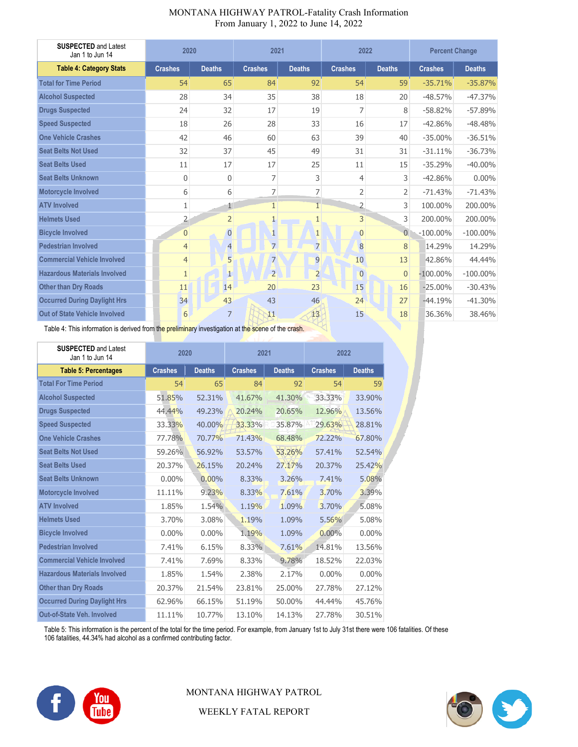# MONTANA HIGHWAY PATROL-Fatality Crash Information
From January 1, 2022 to June 14, 2022

| **SUSPECTED** and Latest Jan 1 to Jun 14 | 2020 | | 2021 | | 2022 | | Percent Change | |
|---|---|---|---|---|---|---|---|---|
| **Table 4: Category Stats** | Crashes | Deaths | Crashes | Deaths | Crashes | Deaths | Crashes | Deaths |
| Total for Time Period | 54 | 65 | 84 | 92 | 54 | 59 | -35.71% | -35.87% |
| Alcohol Suspected | 28 | 34 | 35 | 38 | 18 | 20 | -48.57% | -47.37% |
| Drugs Suspected | 24 | 32 | 17 | 19 | 7 | 8 | -58.82% | -57.89% |
| Speed Suspected | 18 | 26 | 28 | 33 | 16 | 17 | -42.86% | -48.48% |
| One Vehicle Crashes | 42 | 46 | 60 | 63 | 39 | 40 | -35.00% | -36.51% |
| Seat Belts Not Used | 32 | 37 | 45 | 49 | 31 | 31 | -31.11% | -36.73% |
| Seat Belts Used | 11 | 17 | 17 | 25 | 11 | 15 | -35.29% | -40.00% |
| Seat Belts Unknown | 0 | 0 | 7 | 3 | 4 | 3 | -42.86% | 0.00% |
| Motorcycle Involved | 6 | 6 | 7 | 7 | 2 | 2 | -71.43% | -71.43% |
| ATV Involved | 1 | 1 | 1 | 1 | 2 | 3 | 100.00% | 200.00% |
| Helmets Used | 2 | 2 | 1 | 1 | 3 | 3 | 200.00% | 200.00% |
| Bicycle Involved | 0 | 0 | 1 | 1 | 0 | 0 | -100.00% | -100.00% |
| Pedestrian Involved | 4 | 4 | 7 | 7 | 8 | 8 | 14.29% | 14.29% |
| Commercial Vehicle Involved | 4 | 5 | 7 | 9 | 10 | 13 | 42.86% | 44.44% |
| Hazardous Materials Involved | 1 | 1 | 2 | 2 | 0 | 0 | -100.00% | -100.00% |
| Other than Dry Roads | 11 | 14 | 20 | 23 | 15 | 16 | -25.00% | -30.43% |
| Occurred During Daylight Hrs | 34 | 43 | 43 | 46 | 24 | 27 | -44.19% | -41.30% |
| Out of State Vehicle Involved | 6 | 7 | 11 | 13 | 15 | 18 | 36.36% | 38.46% |

Table 4: This information is derived from the preliminary investigation at the scene of the crash.

| **SUSPECTED** and Latest Jan 1 to Jun 14 | 2020 | | 2021 | | 2022 | |
|---|---|---|---|---|---|---|
| **Table 5: Percentages** | Crashes | Deaths | Crashes | Deaths | Crashes | Deaths |
| Total For Time Period | 54 | 65 | 84 | 92 | 54 | 59 |
| Alcohol Suspected | 51.85% | 52.31% | 41.67% | 41.30% | 33.33% | 33.90% |
| Drugs Suspected | 44.44% | 49.23% | 20.24% | 20.65% | 12.96% | 13.56% |
| Speed Suspected | 33.33% | 40.00% | 33.33% | 35.87% | 29.63% | 28.81% |
| One Vehicle Crashes | 77.78% | 70.77% | 71.43% | 68.48% | 72.22% | 67.80% |
| Seat Belts Not Used | 59.26% | 56.92% | 53.57% | 53.26% | 57.41% | 52.54% |
| Seat Belts Used | 20.37% | 26.15% | 20.24% | 27.17% | 20.37% | 25.42% |
| Seat Belts Unknown | 0.00% | 0.00% | 8.33% | 3.26% | 7.41% | 5.08% |
| Motorcycle Involved | 11.11% | 9.23% | 8.33% | 7.61% | 3.70% | 3.39% |
| ATV Involved | 1.85% | 1.54% | 1.19% | 1.09% | 3.70% | 5.08% |
| Helmets Used | 3.70% | 3.08% | 1.19% | 1.09% | 5.56% | 5.08% |
| Bicycle Involved | 0.00% | 0.00% | 1.19% | 1.09% | 0.00% | 0.00% |
| Pedestrian Involved | 7.41% | 6.15% | 8.33% | 7.61% | 14.81% | 13.56% |
| Commercial Vehicle Involved | 7.41% | 7.69% | 8.33% | 9.78% | 18.52% | 22.03% |
| Hazardous Materials Involved | 1.85% | 1.54% | 2.38% | 2.17% | 0.00% | 0.00% |
| Other than Dry Roads | 20.37% | 21.54% | 23.81% | 25.00% | 27.78% | 27.12% |
| Occurred During Daylight Hrs | 62.96% | 66.15% | 51.19% | 50.00% | 44.44% | 45.76% |
| Out-of-State Veh. Involved | 11.11% | 10.77% | 13.10% | 14.13% | 27.78% | 30.51% |

Table 5: This information is the percent of the total for the time period. For example, from January 1st to July 31st there were 106 fatalities. Of these 106 fatalities, 44.34% had alcohol as a confirmed contributing factor.

MONTANA HIGHWAY PATROL

WEEKLY FATAL REPORT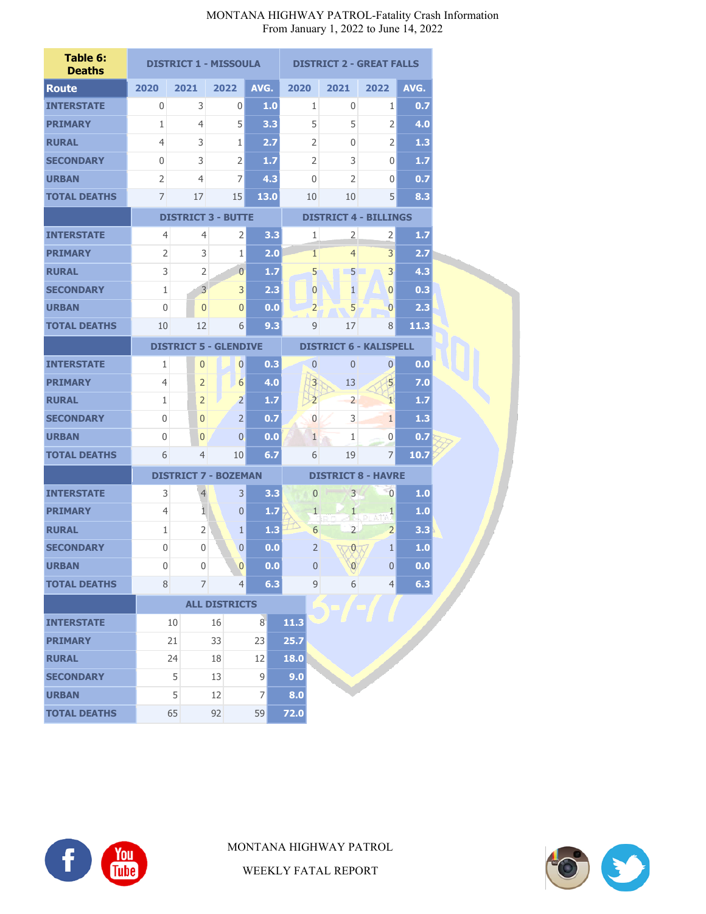MONTANA HIGHWAY PATROL-Fatality Crash Information
From January 1, 2022 to June 14, 2022

| Table 6: Deaths | DISTRICT 1 - MISSOULA | | | | DISTRICT 2 - GREAT FALLS | | | |
|---|---|---|---|---|---|---|---|---|
| Route | 2020 | 2021 | 2022 | AVG. | 2020 | 2021 | 2022 | AVG. |
| INTERSTATE | 0 | 3 | 0 | 1.0 | 1 | 0 | 1 | 0.7 |
| PRIMARY | 1 | 4 | 5 | 3.3 | 5 | 5 | 2 | 4.0 |
| RURAL | 4 | 3 | 1 | 2.7 | 2 | 0 | 2 | 1.3 |
| SECONDARY | 0 | 3 | 2 | 1.7 | 2 | 3 | 0 | 1.7 |
| URBAN | 2 | 4 | 7 | 4.3 | 0 | 2 | 0 | 0.7 |
| TOTAL DEATHS | 7 | 17 | 15 | 13.0 | 10 | 10 | 5 | 8.3 |
| | DISTRICT 3 - BUTTE | | | | DISTRICT 4 - BILLINGS | | | |
| INTERSTATE | 4 | 4 | 2 | 3.3 | 1 | 2 | 2 | 1.7 |
| PRIMARY | 2 | 3 | 1 | 2.0 | 1 | 4 | 3 | 2.7 |
| RURAL | 3 | 2 | 0 | 1.7 | 5 | 5 | 3 | 4.3 |
| SECONDARY | 1 | 3 | 3 | 2.3 | 0 | 1 | 0 | 0.3 |
| URBAN | 0 | 0 | 0 | 0.0 | 2 | 5 | 0 | 2.3 |
| TOTAL DEATHS | 10 | 12 | 6 | 9.3 | 9 | 17 | 8 | 11.3 |
| | DISTRICT 5 - GLENDIVE | | | | DISTRICT 6 - KALISPELL | | | |
| INTERSTATE | 1 | 0 | 0 | 0.3 | 0 | 0 | 0 | 0.0 |
| PRIMARY | 4 | 2 | 6 | 4.0 | 3 | 13 | 5 | 7.0 |
| RURAL | 1 | 2 | 2 | 1.7 | 2 | 2 | 1 | 1.7 |
| SECONDARY | 0 | 0 | 2 | 0.7 | 0 | 3 | 1 | 1.3 |
| URBAN | 0 | 0 | 0 | 0.0 | 1 | 1 | 0 | 0.7 |
| TOTAL DEATHS | 6 | 4 | 10 | 6.7 | 6 | 19 | 7 | 10.7 |
| | DISTRICT 7 - BOZEMAN | | | | DISTRICT 8 - HAVRE | | | |
| INTERSTATE | 3 | 4 | 3 | 3.3 | 0 | 3 | 0 | 1.0 |
| PRIMARY | 4 | 1 | 0 | 1.7 | 1 | 1 | 1 | 1.0 |
| RURAL | 1 | 2 | 1 | 1.3 | 6 | 2 | 2 | 3.3 |
| SECONDARY | 0 | 0 | 0 | 0.0 | 2 | 0 | 1 | 1.0 |
| URBAN | 0 | 0 | 0 | 0.0 | 0 | 0 | 0 | 0.0 |
| TOTAL DEATHS | 8 | 7 | 4 | 6.3 | 9 | 6 | 4 | 6.3 |
| | ALL DISTRICTS | | | | | | | |
| INTERSTATE | 10 | 16 | 8 | 11.3 | | | | |
| PRIMARY | 21 | 33 | 23 | 25.7 | | | | |
| RURAL | 24 | 18 | 12 | 18.0 | | | | |
| SECONDARY | 5 | 13 | 9 | 9.0 | | | | |
| URBAN | 5 | 12 | 7 | 8.0 | | | | |
| TOTAL DEATHS | 65 | 92 | 59 | 72.0 | | | | |

MONTANA HIGHWAY PATROL

WEEKLY FATAL REPORT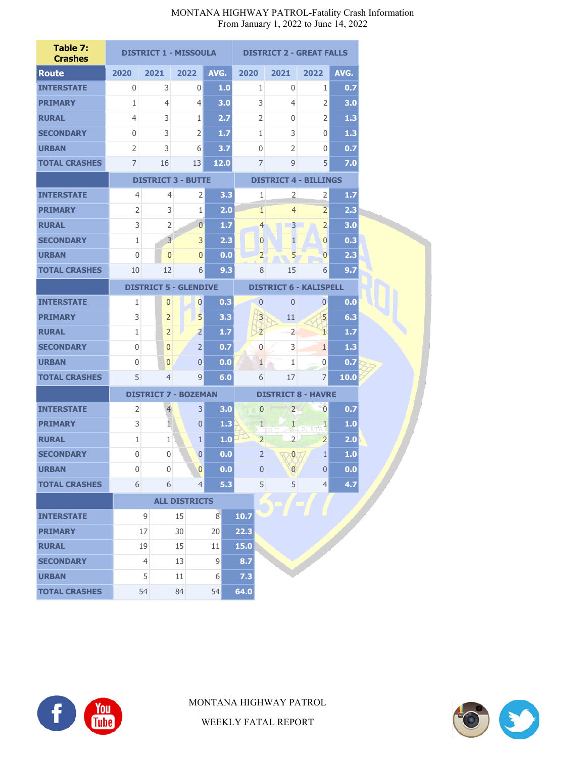MONTANA HIGHWAY PATROL-Fatality Crash Information
From January 1, 2022 to June 14, 2022

| Table 7: Crashes | DISTRICT 1 - MISSOULA | | | | DISTRICT 2 - GREAT FALLS | | | |
|---|---|---|---|---|---|---|---|---|
| Route | 2020 | 2021 | 2022 | AVG. | 2020 | 2021 | 2022 | AVG. |
| INTERSTATE | 0 | 3 | 0 | 1.0 | 1 | 0 | 1 | 0.7 |
| PRIMARY | 1 | 4 | 4 | 3.0 | 3 | 4 | 2 | 3.0 |
| RURAL | 4 | 3 | 1 | 2.7 | 2 | 0 | 2 | 1.3 |
| SECONDARY | 0 | 3 | 2 | 1.7 | 1 | 3 | 0 | 1.3 |
| URBAN | 2 | 3 | 6 | 3.7 | 0 | 2 | 0 | 0.7 |
| TOTAL CRASHES | 7 | 16 | 13 | 12.0 | 7 | 9 | 5 | 7.0 |
| | DISTRICT 3 - BUTTE | | | | DISTRICT 4 - BILLINGS | | | |
| INTERSTATE | 4 | 4 | 2 | 3.3 | 1 | 2 | 2 | 1.7 |
| PRIMARY | 2 | 3 | 1 | 2.0 | 1 | 4 | 2 | 2.3 |
| RURAL | 3 | 2 | 0 | 1.7 | 4 | 3 | 2 | 3.0 |
| SECONDARY | 1 | 3 | 3 | 2.3 | 0 | 1 | 0 | 0.3 |
| URBAN | 0 | 0 | 0 | 0.0 | 2 | 5 | 0 | 2.3 |
| TOTAL CRASHES | 10 | 12 | 6 | 9.3 | 8 | 15 | 6 | 9.7 |
| | DISTRICT 5 - GLENDIVE | | | | DISTRICT 6 - KALISPELL | | | |
| INTERSTATE | 1 | 0 | 0 | 0.3 | 0 | 0 | 0 | 0.0 |
| PRIMARY | 3 | 2 | 5 | 3.3 | 3 | 11 | 5 | 6.3 |
| RURAL | 1 | 2 | 2 | 1.7 | 2 | 2 | 1 | 1.7 |
| SECONDARY | 0 | 0 | 2 | 0.7 | 0 | 3 | 1 | 1.3 |
| URBAN | 0 | 0 | 0 | 0.0 | 1 | 1 | 0 | 0.7 |
| TOTAL CRASHES | 5 | 4 | 9 | 6.0 | 6 | 17 | 7 | 10.0 |
| | DISTRICT 7 - BOZEMAN | | | | DISTRICT 8 - HAVRE | | | |
| INTERSTATE | 2 | 4 | 3 | 3.0 | 0 | 2 | 0 | 0.7 |
| PRIMARY | 3 | 1 | 0 | 1.3 | 1 | 1 | 1 | 1.0 |
| RURAL | 1 | 1 | 1 | 1.0 | 2 | 2 | 2 | 2.0 |
| SECONDARY | 0 | 0 | 0 | 0.0 | 2 | 0 | 1 | 1.0 |
| URBAN | 0 | 0 | 0 | 0.0 | 0 | 0 | 0 | 0.0 |
| TOTAL CRASHES | 6 | 6 | 4 | 5.3 | 5 | 5 | 4 | 4.7 |

| | ALL DISTRICTS | | | |
|---|---|---|---|---|
| INTERSTATE | 9 | 15 | 8 | 10.7 |
| PRIMARY | 17 | 30 | 20 | 22.3 |
| RURAL | 19 | 15 | 11 | 15.0 |
| SECONDARY | 4 | 13 | 9 | 8.7 |
| URBAN | 5 | 11 | 6 | 7.3 |
| TOTAL CRASHES | 54 | 84 | 54 | 64.0 |

MONTANA HIGHWAY PATROL

WEEKLY FATAL REPORT